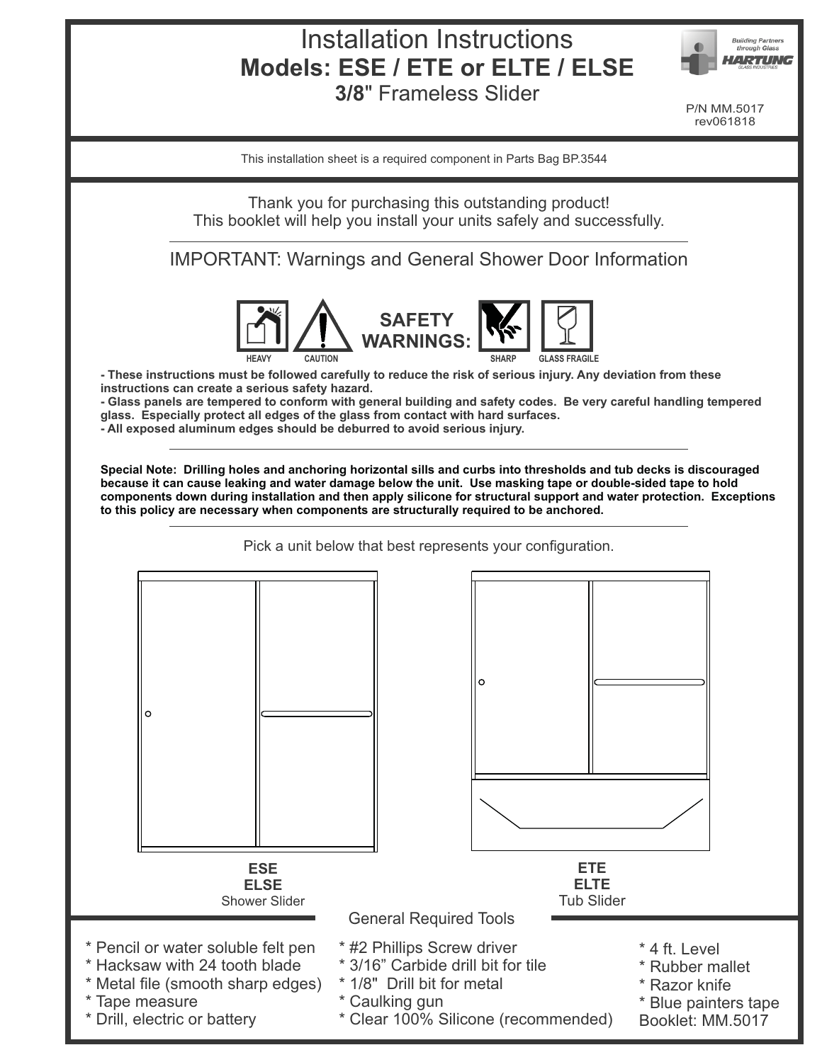# Installation Instructions

## Models: ESE / ETE or ELTE / ELSE

**3/8**" Frameless Slider

Building Partners through Glass
HARTUNG GLASS INDUSTRIES

P/N MM.5017
rev061818

This installation sheet is a required component in Parts Bag BP.3544

Thank you for purchasing this outstanding product!
This booklet will help you install your units safely and successfully.

## IMPORTANT: Warnings and General Shower Door Information

**SAFETY WARNINGS:** HEAVY · CAUTION · SHARP · GLASS FRAGILE

**- These instructions must be followed carefully to reduce the risk of serious injury. Any deviation from these instructions can create a serious safety hazard.**
**- Glass panels are tempered to conform with general building and safety codes. Be very careful handling tempered glass. Especially protect all edges of the glass from contact with hard surfaces.**
**- All exposed aluminum edges should be deburred to avoid serious injury.**

**Special Note: Drilling holes and anchoring horizontal sills and curbs into thresholds and tub decks is discouraged because it can cause leaking and water damage below the unit. Use masking tape or double-sided tape to hold components down during installation and then apply silicone for structural support and water protection. Exceptions to this policy are necessary when components are structurally required to be anchored.**

Pick a unit below that best represents your configuration.

**ESE**
**ELSE**
Shower Slider

**ETE**
**ELTE**
Tub Slider

## General Required Tools

* Pencil or water soluble felt pen
* Hacksaw with 24 tooth blade
* Metal file (smooth sharp edges)
* Tape measure
* Drill, electric or battery
* #2 Phillips Screw driver
* 3/16" Carbide drill bit for tile
* 1/8" Drill bit for metal
* Caulking gun
* Clear 100% Silicone (recommended)
* 4 ft. Level
* Rubber mallet
* Razor knife
* Blue painters tape

Booklet: MM.5017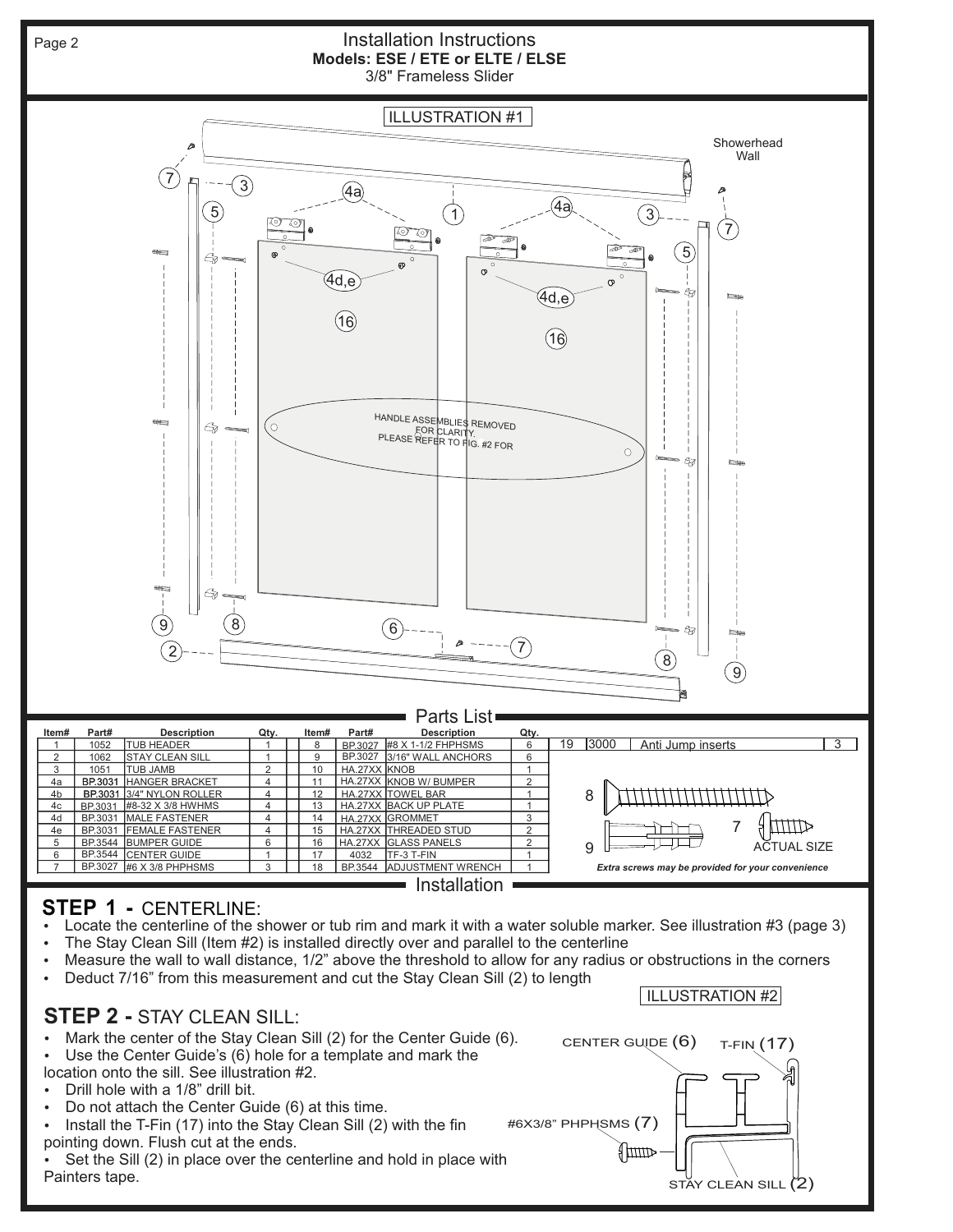# Installation Instructions

**Models: ESE / ETE or ELTE / ELSE**

3/8" Frameless Slider

ILLUSTRATION #1

Showerhead Wall

HANDLE ASSEMBLIES REMOVED FOR CLARITY. PLEASE REFER TO FIG. #2 FOR

## Parts List

| Item# | Part# | Description | Qty. | Item# | Part# | Description | Qty. |
|---|---|---|---|---|---|---|---|
| 1 | 1052 | TUB HEADER | 1 | 8 | BP.3027 | #8 X 1-1/2 FHPHSMS | 6 |
| 2 | 1062 | STAY CLEAN SILL | 1 | 9 | BP.3027 | 3/16" WALL ANCHORS | 6 |
| 3 | 1051 | TUB JAMB | 2 | 10 | HA.27XX | KNOB | 1 |
| 4a | BP.3031 | HANGER BRACKET | 4 | 11 | HA.27XX | KNOB W/ BUMPER | 2 |
| 4b | BP.3031 | 3/4" NYLON ROLLER | 4 | 12 | HA.27XX | TOWEL BAR | 1 |
| 4c | BP.3031 | #8-32 X 3/8 HWHMS | 4 | 13 | HA.27XX | BACK UP PLATE | 1 |
| 4d | BP.3031 | MALE FASTENER | 4 | 14 | HA.27XX | GROMMET | 3 |
| 4e | BP.3031 | FEMALE FASTENER | 4 | 15 | HA.27XX | THREADED STUD | 2 |
| 5 | BP.3544 | BUMPER GUIDE | 6 | 16 | HA.27XX | GLASS PANELS | 2 |
| 6 | BP.3544 | CENTER GUIDE | 1 | 17 | 4032 | TF-3 T-FIN | 1 |
| 7 | BP.3027 | #6 X 3/8 PHPHSMS | 3 | 18 | BP.3544 | ADJUSTMENT WRENCH | 1 |

| 19 | 3000 | Anti Jump inserts | 3 |
|---|---|---|---|

8, 7, 9 — ACTUAL SIZE

*Extra screws may be provided for your convenience*

## Installation

### STEP 1 - CENTERLINE:

- Locate the centerline of the shower or tub rim and mark it with a water soluble marker. See illustration #3 (page 3)
- The Stay Clean Sill (Item #2) is installed directly over and parallel to the centerline
- Measure the wall to wall distance, 1/2" above the threshold to allow for any radius or obstructions in the corners
- Deduct 7/16" from this measurement and cut the Stay Clean Sill (2) to length

### STEP 2 - STAY CLEAN SILL:

- Mark the center of the Stay Clean Sill (2) for the Center Guide (6).
- Use the Center Guide's (6) hole for a template and mark the location onto the sill. See illustration #2.
- Drill hole with a 1/8" drill bit.
- Do not attach the Center Guide (6) at this time.
- Install the T-Fin (17) into the Stay Clean Sill (2) with the fin pointing down. Flush cut at the ends.
- Set the Sill (2) in place over the centerline and hold in place with Painters tape.

ILLUSTRATION #2

CENTER GUIDE (6) — T-FIN (17) — #6X3/8" PHPHSMS (7) — STAY CLEAN SILL (2)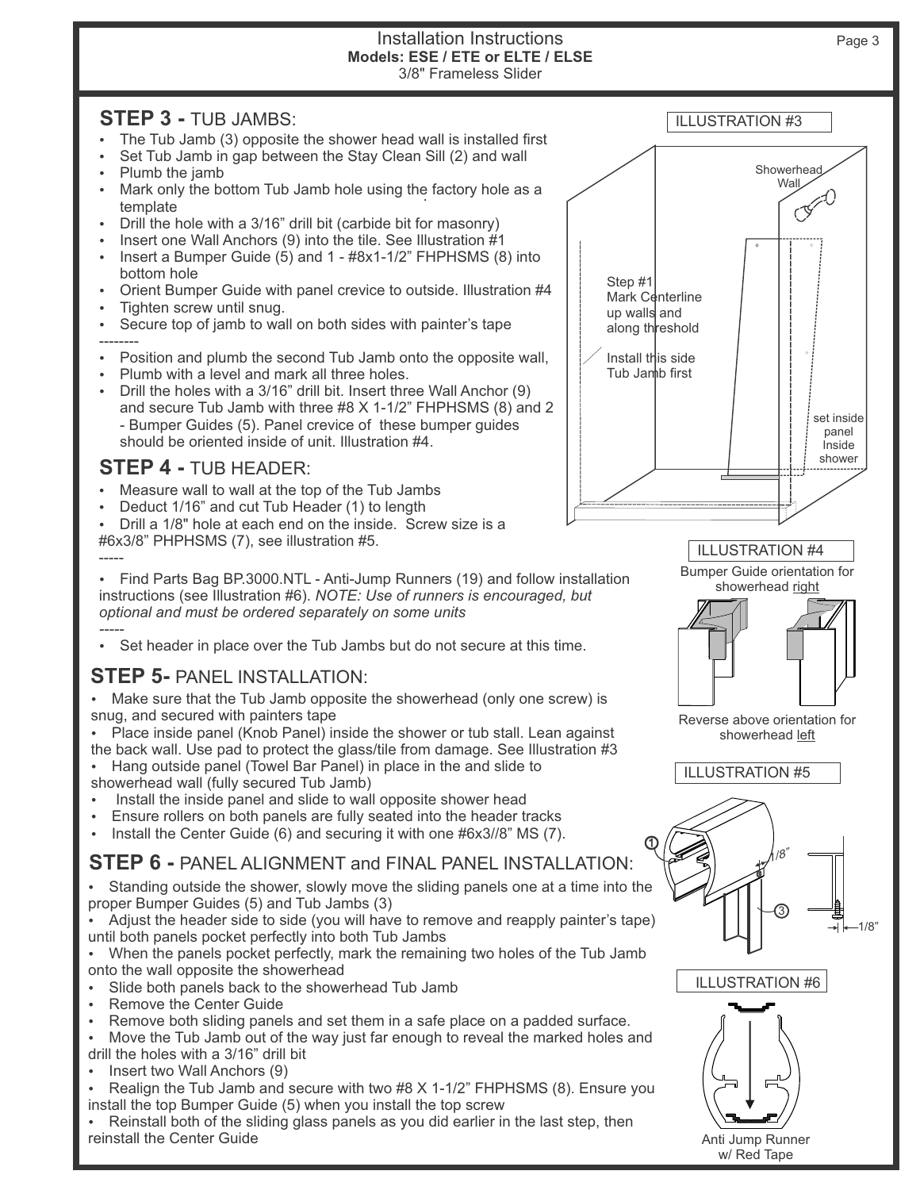Installation Instructions
**Models: ESE / ETE or ELTE / ELSE**
3/8" Frameless Slider

## STEP 3 - TUB JAMBS:

- The Tub Jamb (3) opposite the shower head wall is installed first
- Set Tub Jamb in gap between the Stay Clean Sill (2) and wall
- Plumb the jamb
- Mark only the bottom Tub Jamb hole using the factory hole as a template
- Drill the hole with a 3/16" drill bit (carbide bit for masonry)
- Insert one Wall Anchors (9) into the tile. See Illustration #1
- Insert a Bumper Guide (5) and 1 - #8x1-1/2" FHPHSMS (8) into bottom hole
- Orient Bumper Guide with panel crevice to outside. Illustration #4
- Tighten screw until snug.
- Secure top of jamb to wall on both sides with painter's tape

--------

- Position and plumb the second Tub Jamb onto the opposite wall,
- Plumb with a level and mark all three holes.
- Drill the holes with a 3/16" drill bit. Insert three Wall Anchor (9) and secure Tub Jamb with three #8 X 1-1/2" FHPHSMS (8) and 2 - Bumper Guides (5). Panel crevice of these bumper guides should be oriented inside of unit. Illustration #4.

## STEP 4 - TUB HEADER:

- Measure wall to wall at the top of the Tub Jambs
- Deduct 1/16" and cut Tub Header (1) to length
- Drill a 1/8" hole at each end on the inside. Screw size is a #6x3/8" PHPHSMS (7), see illustration #5.

-----

- Find Parts Bag BP.3000.NTL - Anti-Jump Runners (19) and follow installation instructions (see Illustration #6). *NOTE: Use of runners is encouraged, but optional and must be ordered separately on some units*

-----

- Set header in place over the Tub Jambs but do not secure at this time.

## STEP 5- PANEL INSTALLATION:

- Make sure that the Tub Jamb opposite the showerhead (only one screw) is snug, and secured with painters tape
- Place inside panel (Knob Panel) inside the shower or tub stall. Lean against the back wall. Use pad to protect the glass/tile from damage. See Illustration #3
- Hang outside panel (Towel Bar Panel) in place in the and slide to showerhead wall (fully secured Tub Jamb)
- Install the inside panel and slide to wall opposite shower head
- Ensure rollers on both panels are fully seated into the header tracks
- Install the Center Guide (6) and securing it with one #6x3//8" MS (7).

## STEP 6 - PANEL ALIGNMENT and FINAL PANEL INSTALLATION:

- Standing outside the shower, slowly move the sliding panels one at a time into the proper Bumper Guides (5) and Tub Jambs (3)
- Adjust the header side to side (you will have to remove and reapply painter's tape) until both panels pocket perfectly into both Tub Jambs
- When the panels pocket perfectly, mark the remaining two holes of the Tub Jamb onto the wall opposite the showerhead
- Slide both panels back to the showerhead Tub Jamb
- Remove the Center Guide
- Remove both sliding panels and set them in a safe place on a padded surface.
- Move the Tub Jamb out of the way just far enough to reveal the marked holes and drill the holes with a 3/16" drill bit
- Insert two Wall Anchors (9)
- Realign the Tub Jamb and secure with two #8 X 1-1/2" FHPHSMS (8). Ensure you install the top Bumper Guide (5) when you install the top screw
- Reinstall both of the sliding glass panels as you did earlier in the last step, then reinstall the Center Guide

ILLUSTRATION #3

Showerhead Wall

Step #1 Mark Centerline up walls and along threshold

Install this side Tub Jamb first

set inside panel Inside shower

ILLUSTRATION #4

Bumper Guide orientation for showerhead right

Reverse above orientation for showerhead left

ILLUSTRATION #5

1/8"

1/8"

ILLUSTRATION #6

Anti Jump Runner w/ Red Tape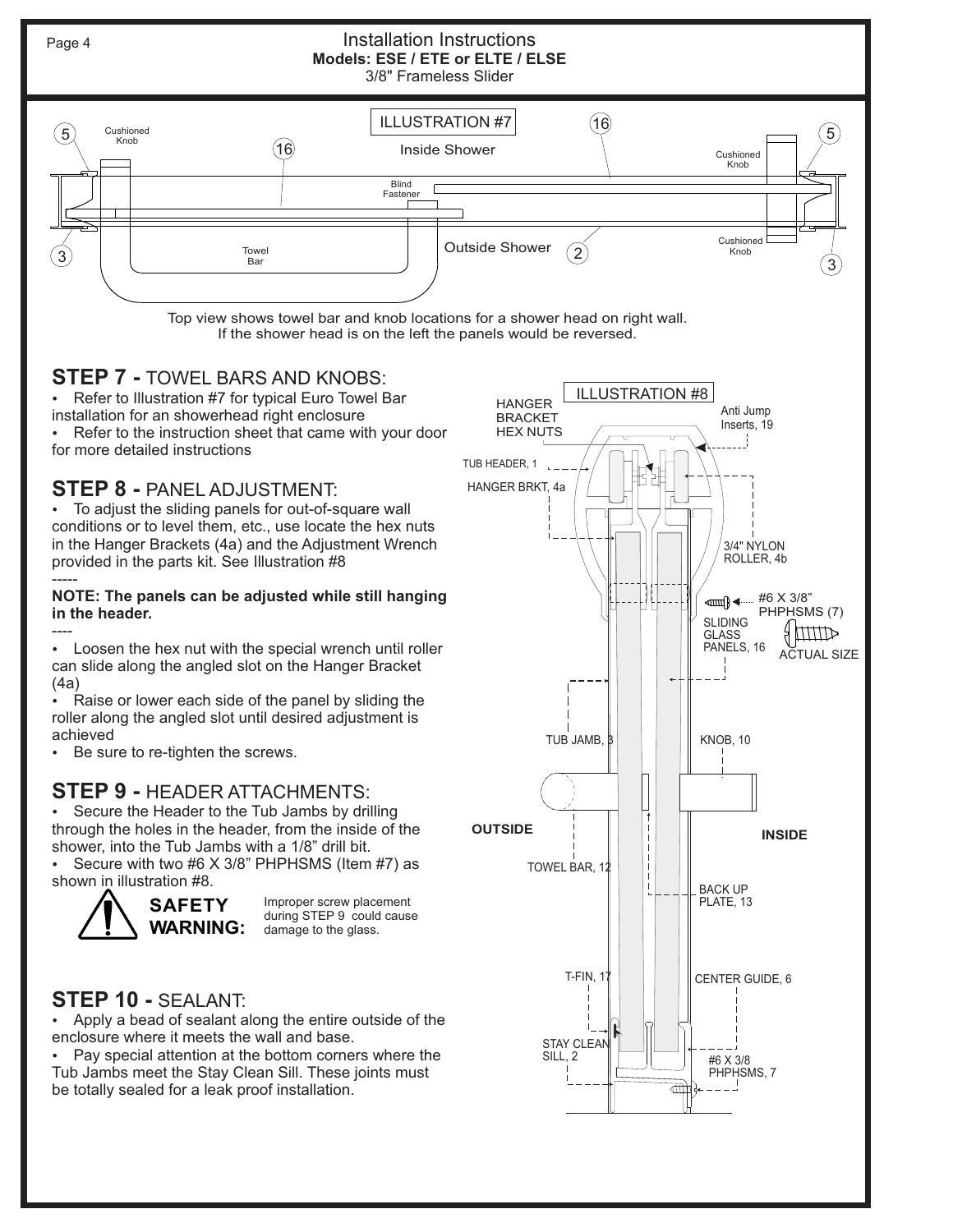Installation Instructions
**Models: ESE / ETE or ELTE / ELSE**
3/8" Frameless Slider

ILLUSTRATION #7

Inside Shower

Outside Shower

Cushioned Knob

Blind Fastener

Towel Bar

5 16 3 2

Top view shows towel bar and knob locations for a shower head on right wall.
If the shower head is on the left the panels would be reversed.

## STEP 7 - TOWEL BARS AND KNOBS:

- Refer to Illustration #7 for typical Euro Towel Bar installation for an showerhead right enclosure
- Refer to the instruction sheet that came with your door for more detailed instructions

## STEP 8 - PANEL ADJUSTMENT:

- To adjust the sliding panels for out-of-square wall conditions or to level them, etc., use locate the hex nuts in the Hanger Brackets (4a) and the Adjustment Wrench provided in the parts kit. See Illustration #8

-----

**NOTE: The panels can be adjusted while still hanging in the header.**

----

- Loosen the hex nut with the special wrench until roller can slide along the angled slot on the Hanger Bracket (4a)
- Raise or lower each side of the panel by sliding the roller along the angled slot until desired adjustment is achieved
- Be sure to re-tighten the screws.

## STEP 9 - HEADER ATTACHMENTS:

- Secure the Header to the Tub Jambs by drilling through the holes in the header, from the inside of the shower, into the Tub Jambs with a 1/8" drill bit.
- Secure with two #6 X 3/8" PHPHSMS (Item #7) as shown in illustration #8.

**SAFETY WARNING:** Improper screw placement during STEP 9 could cause damage to the glass.

## STEP 10 - SEALANT:

- Apply a bead of sealant along the entire outside of the enclosure where it meets the wall and base.
- Pay special attention at the bottom corners where the Tub Jambs meet the Stay Clean Sill. These joints must be totally sealed for a leak proof installation.

ILLUSTRATION #8

HANGER BRACKET HEX NUTS

Anti Jump Inserts, 19

TUB HEADER, 1

HANGER BRKT, 4a

3/4" NYLON ROLLER, 4b

#6 X 3/8" PHPHSMS (7)

SLIDING GLASS PANELS, 16

ACTUAL SIZE

TUB JAMB, 3

KNOB, 10

OUTSIDE

INSIDE

TOWEL BAR, 12

BACK UP PLATE, 13

T-FIN, 17

CENTER GUIDE, 6

STAY CLEAN SILL, 2

#6 X 3/8 PHPHSMS, 7